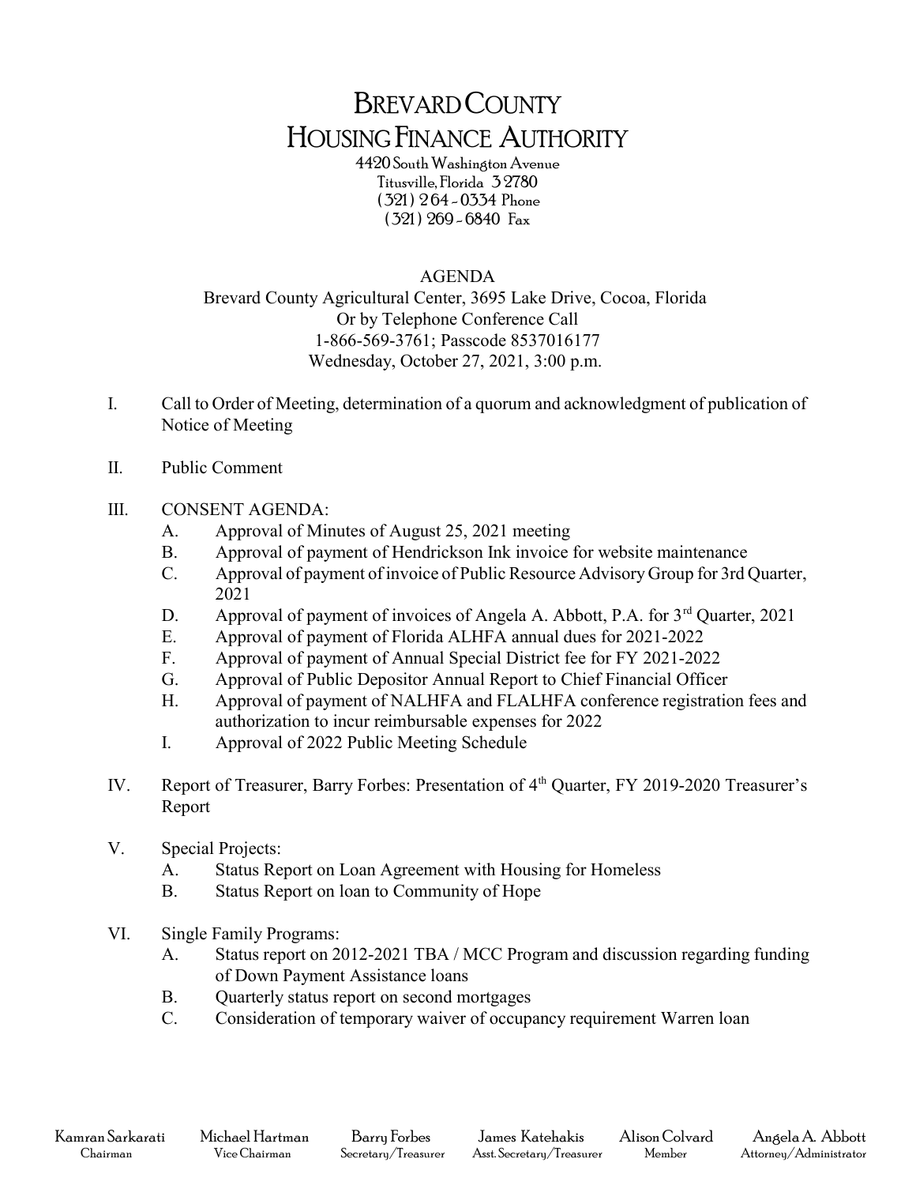# BREVARD COUNTY HOUSING FINANCE AUTHORITY

4420 South Washington Avenue
Titusville, Florida 32780
(321) 264-0334 Phone
(321) 269-6840 Fax

## AGENDA

Brevard County Agricultural Center, 3695 Lake Drive, Cocoa, Florida
Or by Telephone Conference Call
1-866-569-3761; Passcode 8537016177
Wednesday, October 27, 2021, 3:00 p.m.

I. Call to Order of Meeting, determination of a quorum and acknowledgment of publication of Notice of Meeting

II. Public Comment

III. CONSENT AGENDA:
   - A. Approval of Minutes of August 25, 2021 meeting
   - B. Approval of payment of Hendrickson Ink invoice for website maintenance
   - C. Approval of payment of invoice of Public Resource Advisory Group for 3rd Quarter, 2021
   - D. Approval of payment of invoices of Angela A. Abbott, P.A. for 3rd Quarter, 2021
   - E. Approval of payment of Florida ALHFA annual dues for 2021-2022
   - F. Approval of payment of Annual Special District fee for FY 2021-2022
   - G. Approval of Public Depositor Annual Report to Chief Financial Officer
   - H. Approval of payment of NALHFA and FLALHFA conference registration fees and authorization to incur reimbursable expenses for 2022
   - I. Approval of 2022 Public Meeting Schedule

IV. Report of Treasurer, Barry Forbes: Presentation of 4th Quarter, FY 2019-2020 Treasurer's Report

V. Special Projects:
   - A. Status Report on Loan Agreement with Housing for Homeless
   - B. Status Report on loan to Community of Hope

VI. Single Family Programs:
   - A. Status report on 2012-2021 TBA / MCC Program and discussion regarding funding of Down Payment Assistance loans
   - B. Quarterly status report on second mortgages
   - C. Consideration of temporary waiver of occupancy requirement Warren loan

| Kamran Sarkarati | Michael Hartman | Barry Forbes | James Katehakis | Alison Colvard | Angela A. Abbott |
|---|---|---|---|---|---|
| Chairman | Vice Chairman | Secretary/Treasurer | Asst. Secretary/Treasurer | Member | Attorney/Administrator |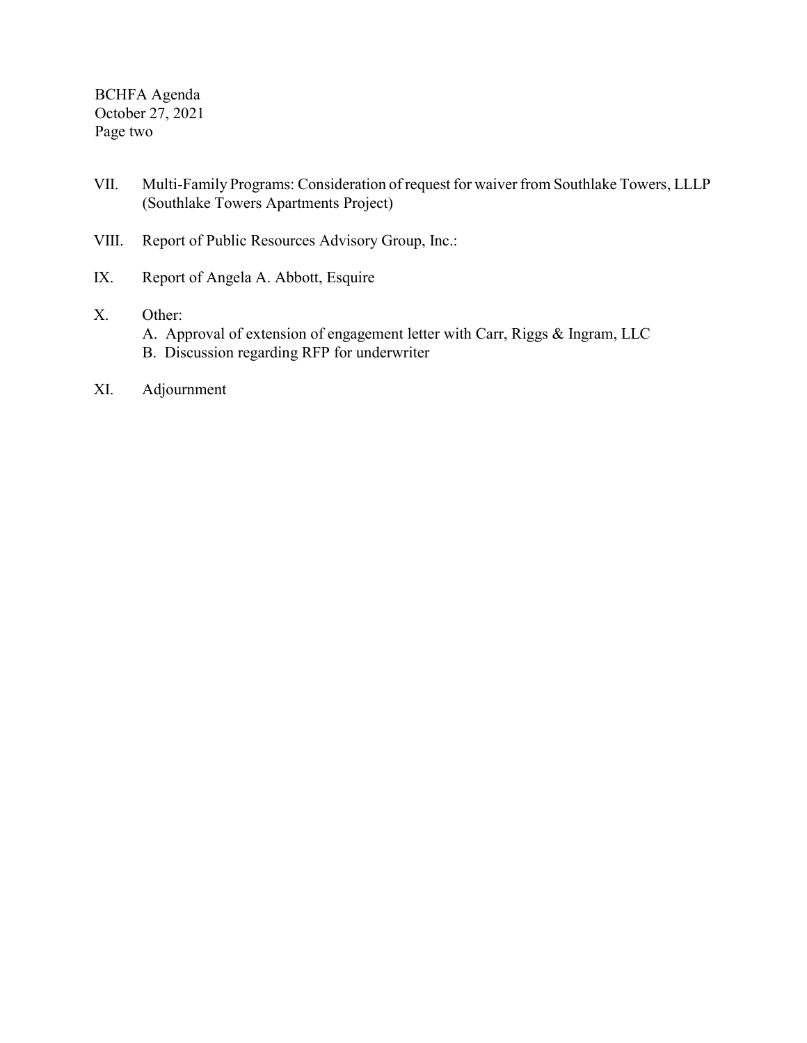VII. Multi-Family Programs: Consideration of request for waiver from Southlake Towers, LLLP (Southlake Towers Apartments Project)

VIII. Report of Public Resources Advisory Group, Inc.:

IX. Report of Angela A. Abbott, Esquire

X. Other:

- A. Approval of extension of engagement letter with Carr, Riggs & Ingram, LLC
- B. Discussion regarding RFP for underwriter

XI. Adjournment